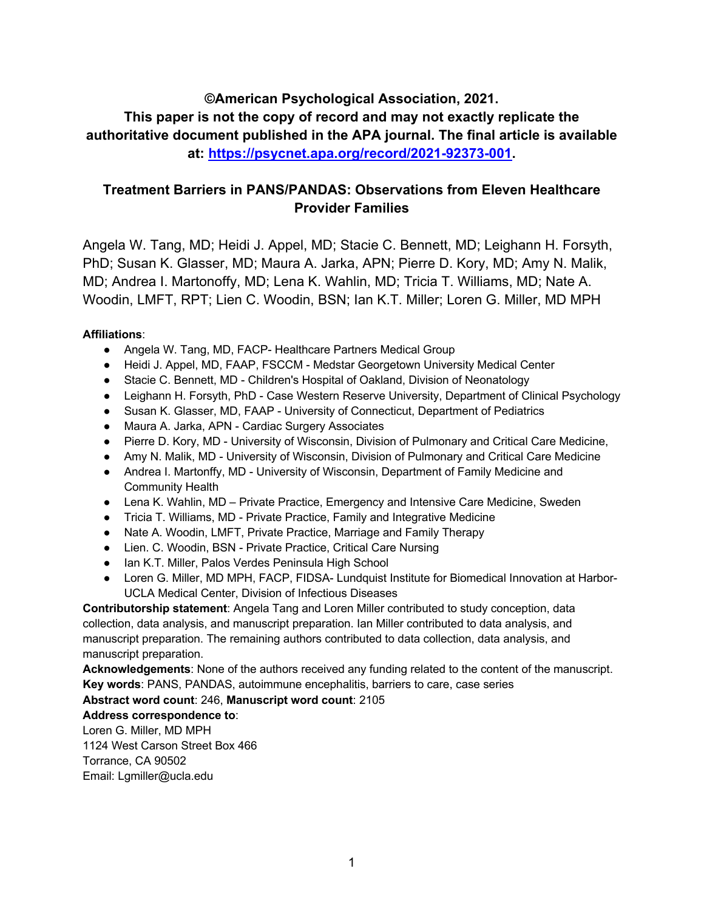**©American Psychological Association, 2021.**
**This paper is not the copy of record and may not exactly replicate the authoritative document published in the APA journal. The final article is available at: [https://psycnet.apa.org/record/2021-92373-001](https://psycnet.apa.org/record/2021-92373-001).**

# Treatment Barriers in PANS/PANDAS: Observations from Eleven Healthcare Provider Families

Angela W. Tang, MD; Heidi J. Appel, MD; Stacie C. Bennett, MD; Leighann H. Forsyth, PhD; Susan K. Glasser, MD; Maura A. Jarka, APN; Pierre D. Kory, MD; Amy N. Malik, MD; Andrea I. Martonoffy, MD; Lena K. Wahlin, MD; Tricia T. Williams, MD; Nate A. Woodin, LMFT, RPT; Lien C. Woodin, BSN; Ian K.T. Miller; Loren G. Miller, MD MPH

**Affiliations**:

- Angela W. Tang, MD, FACP- Healthcare Partners Medical Group
- Heidi J. Appel, MD, FAAP, FSCCM - Medstar Georgetown University Medical Center
- Stacie C. Bennett, MD - Children's Hospital of Oakland, Division of Neonatology
- Leighann H. Forsyth, PhD - Case Western Reserve University, Department of Clinical Psychology
- Susan K. Glasser, MD, FAAP - University of Connecticut, Department of Pediatrics
- Maura A. Jarka, APN - Cardiac Surgery Associates
- Pierre D. Kory, MD - University of Wisconsin, Division of Pulmonary and Critical Care Medicine,
- Amy N. Malik, MD - University of Wisconsin, Division of Pulmonary and Critical Care Medicine
- Andrea I. Martonffy, MD - University of Wisconsin, Department of Family Medicine and Community Health
- Lena K. Wahlin, MD – Private Practice, Emergency and Intensive Care Medicine, Sweden
- Tricia T. Williams, MD - Private Practice, Family and Integrative Medicine
- Nate A. Woodin, LMFT, Private Practice, Marriage and Family Therapy
- Lien. C. Woodin, BSN - Private Practice, Critical Care Nursing
- Ian K.T. Miller, Palos Verdes Peninsula High School
- Loren G. Miller, MD MPH, FACP, FIDSA- Lundquist Institute for Biomedical Innovation at Harbor-UCLA Medical Center, Division of Infectious Diseases

**Contributorship statement**: Angela Tang and Loren Miller contributed to study conception, data collection, data analysis, and manuscript preparation. Ian Miller contributed to data analysis, and manuscript preparation. The remaining authors contributed to data collection, data analysis, and manuscript preparation.

**Acknowledgements**: None of the authors received any funding related to the content of the manuscript.

**Key words**: PANS, PANDAS, autoimmune encephalitis, barriers to care, case series

**Abstract word count**: 246, **Manuscript word count**: 2105

**Address correspondence to**:
Loren G. Miller, MD MPH
1124 West Carson Street Box 466
Torrance, CA 90502
Email: Lgmiller@ucla.edu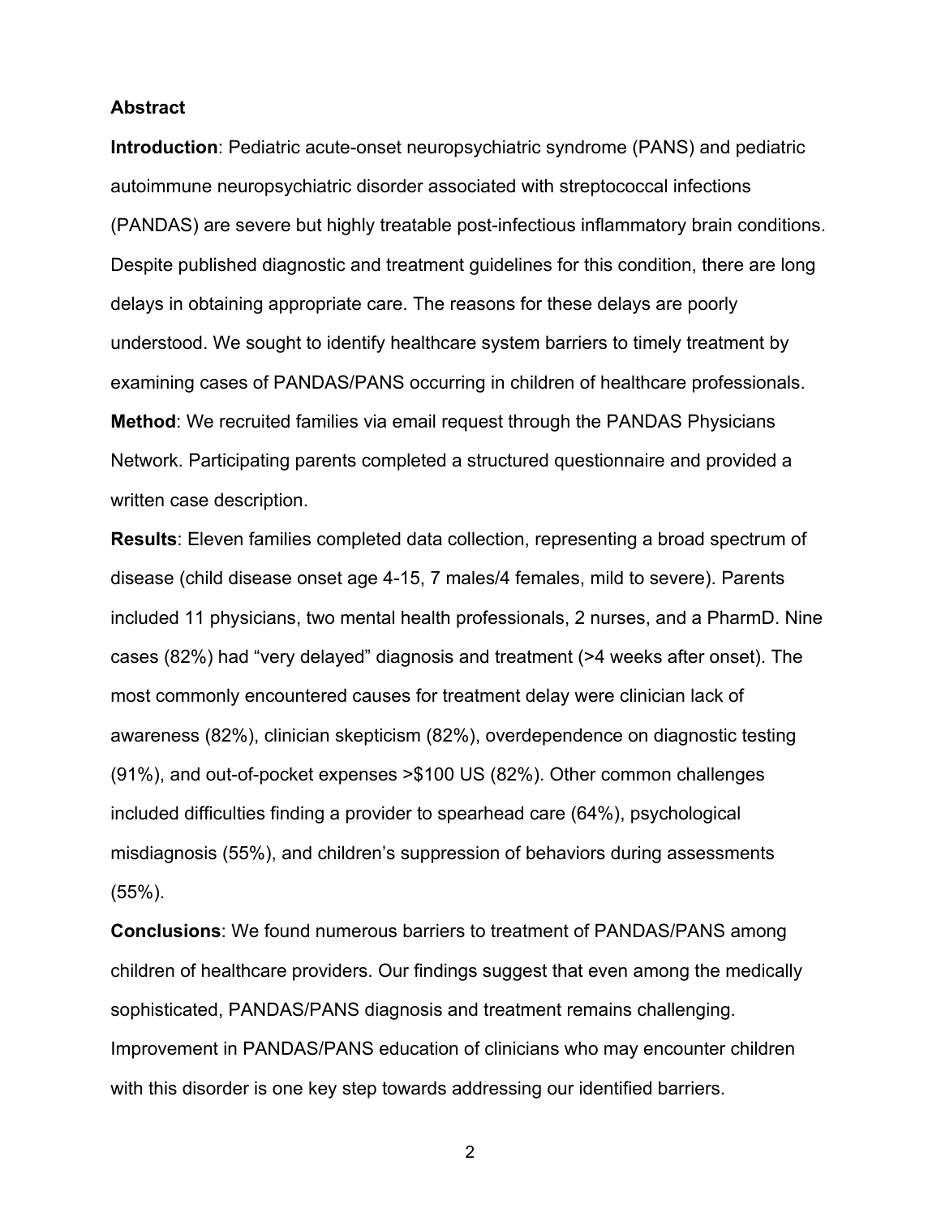## Abstract

**Introduction**: Pediatric acute-onset neuropsychiatric syndrome (PANS) and pediatric autoimmune neuropsychiatric disorder associated with streptococcal infections (PANDAS) are severe but highly treatable post-infectious inflammatory brain conditions. Despite published diagnostic and treatment guidelines for this condition, there are long delays in obtaining appropriate care. The reasons for these delays are poorly understood. We sought to identify healthcare system barriers to timely treatment by examining cases of PANDAS/PANS occurring in children of healthcare professionals.

**Method**: We recruited families via email request through the PANDAS Physicians Network. Participating parents completed a structured questionnaire and provided a written case description.

**Results**: Eleven families completed data collection, representing a broad spectrum of disease (child disease onset age 4-15, 7 males/4 females, mild to severe). Parents included 11 physicians, two mental health professionals, 2 nurses, and a PharmD. Nine cases (82%) had "very delayed" diagnosis and treatment (>4 weeks after onset). The most commonly encountered causes for treatment delay were clinician lack of awareness (82%), clinician skepticism (82%), overdependence on diagnostic testing (91%), and out-of-pocket expenses >$100 US (82%). Other common challenges included difficulties finding a provider to spearhead care (64%), psychological misdiagnosis (55%), and children's suppression of behaviors during assessments (55%).

**Conclusions**: We found numerous barriers to treatment of PANDAS/PANS among children of healthcare providers. Our findings suggest that even among the medically sophisticated, PANDAS/PANS diagnosis and treatment remains challenging. Improvement in PANDAS/PANS education of clinicians who may encounter children with this disorder is one key step towards addressing our identified barriers.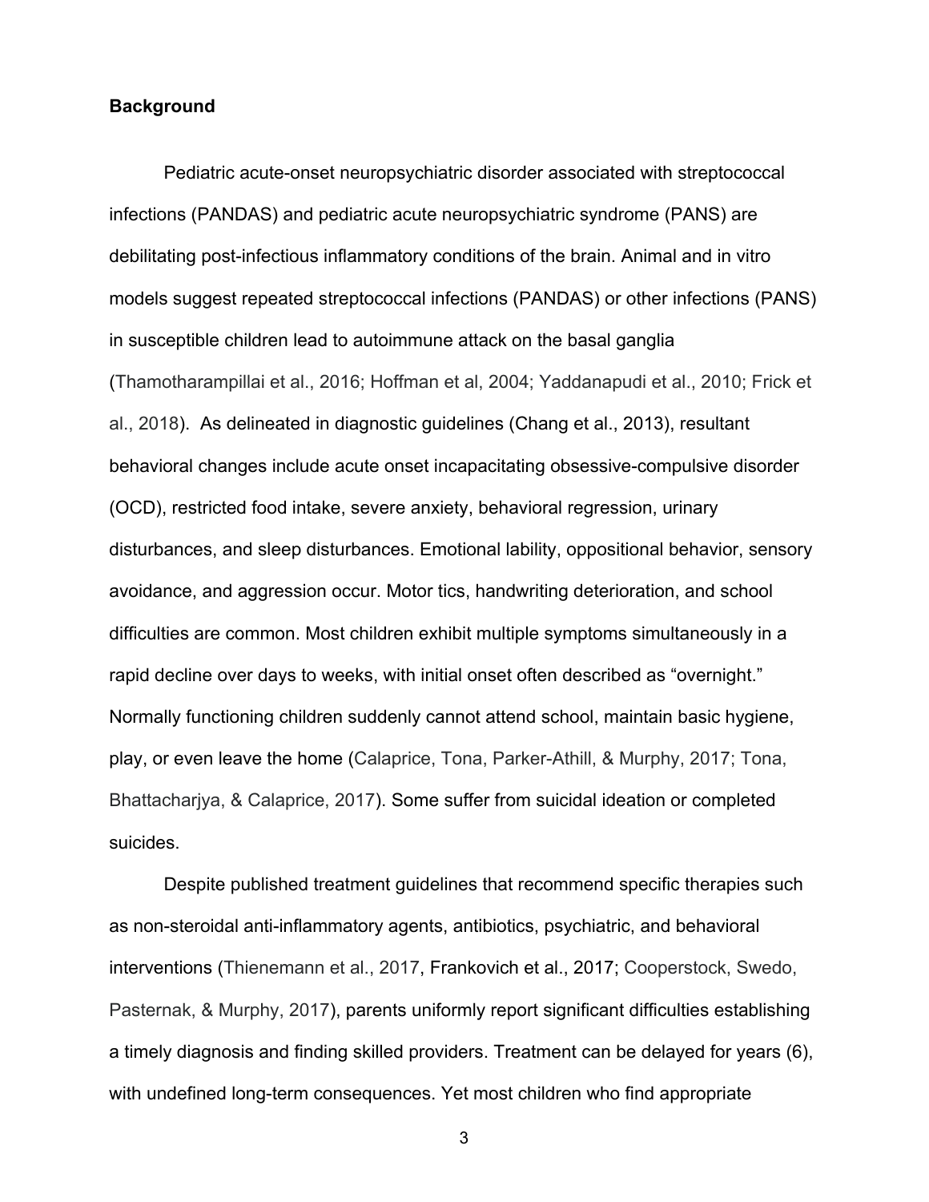**Background**

Pediatric acute-onset neuropsychiatric disorder associated with streptococcal infections (PANDAS) and pediatric acute neuropsychiatric syndrome (PANS) are debilitating post-infectious inflammatory conditions of the brain. Animal and in vitro models suggest repeated streptococcal infections (PANDAS) or other infections (PANS) in susceptible children lead to autoimmune attack on the basal ganglia (Thamotharampillai et al., 2016; Hoffman et al, 2004; Yaddanapudi et al., 2010; Frick et al., 2018). As delineated in diagnostic guidelines (Chang et al., 2013), resultant behavioral changes include acute onset incapacitating obsessive-compulsive disorder (OCD), restricted food intake, severe anxiety, behavioral regression, urinary disturbances, and sleep disturbances. Emotional lability, oppositional behavior, sensory avoidance, and aggression occur. Motor tics, handwriting deterioration, and school difficulties are common. Most children exhibit multiple symptoms simultaneously in a rapid decline over days to weeks, with initial onset often described as "overnight." Normally functioning children suddenly cannot attend school, maintain basic hygiene, play, or even leave the home (Calaprice, Tona, Parker-Athill, & Murphy, 2017; Tona, Bhattacharjya, & Calaprice, 2017). Some suffer from suicidal ideation or completed suicides.

Despite published treatment guidelines that recommend specific therapies such as non-steroidal anti-inflammatory agents, antibiotics, psychiatric, and behavioral interventions (Thienemann et al., 2017, Frankovich et al., 2017; Cooperstock, Swedo, Pasternak, & Murphy, 2017), parents uniformly report significant difficulties establishing a timely diagnosis and finding skilled providers. Treatment can be delayed for years (6), with undefined long-term consequences. Yet most children who find appropriate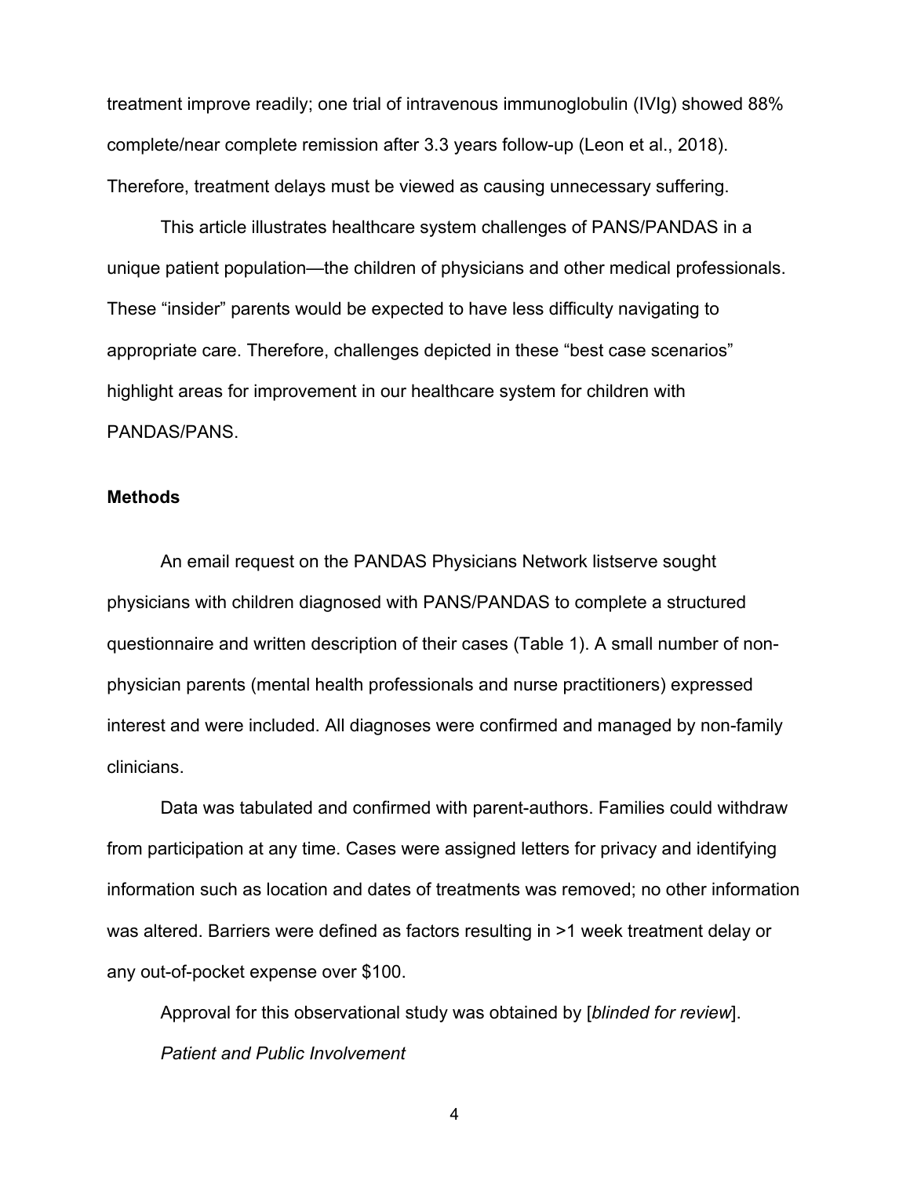treatment improve readily; one trial of intravenous immunoglobulin (IVIg) showed 88% complete/near complete remission after 3.3 years follow-up (Leon et al., 2018). Therefore, treatment delays must be viewed as causing unnecessary suffering.

This article illustrates healthcare system challenges of PANS/PANDAS in a unique patient population—the children of physicians and other medical professionals. These "insider" parents would be expected to have less difficulty navigating to appropriate care. Therefore, challenges depicted in these "best case scenarios" highlight areas for improvement in our healthcare system for children with PANDAS/PANS.

## Methods

An email request on the PANDAS Physicians Network listserve sought physicians with children diagnosed with PANS/PANDAS to complete a structured questionnaire and written description of their cases (Table 1). A small number of non-physician parents (mental health professionals and nurse practitioners) expressed interest and were included. All diagnoses were confirmed and managed by non-family clinicians.

Data was tabulated and confirmed with parent-authors. Families could withdraw from participation at any time. Cases were assigned letters for privacy and identifying information such as location and dates of treatments was removed; no other information was altered. Barriers were defined as factors resulting in >1 week treatment delay or any out-of-pocket expense over $100.

Approval for this observational study was obtained by [*blinded for review*].

### *Patient and Public Involvement*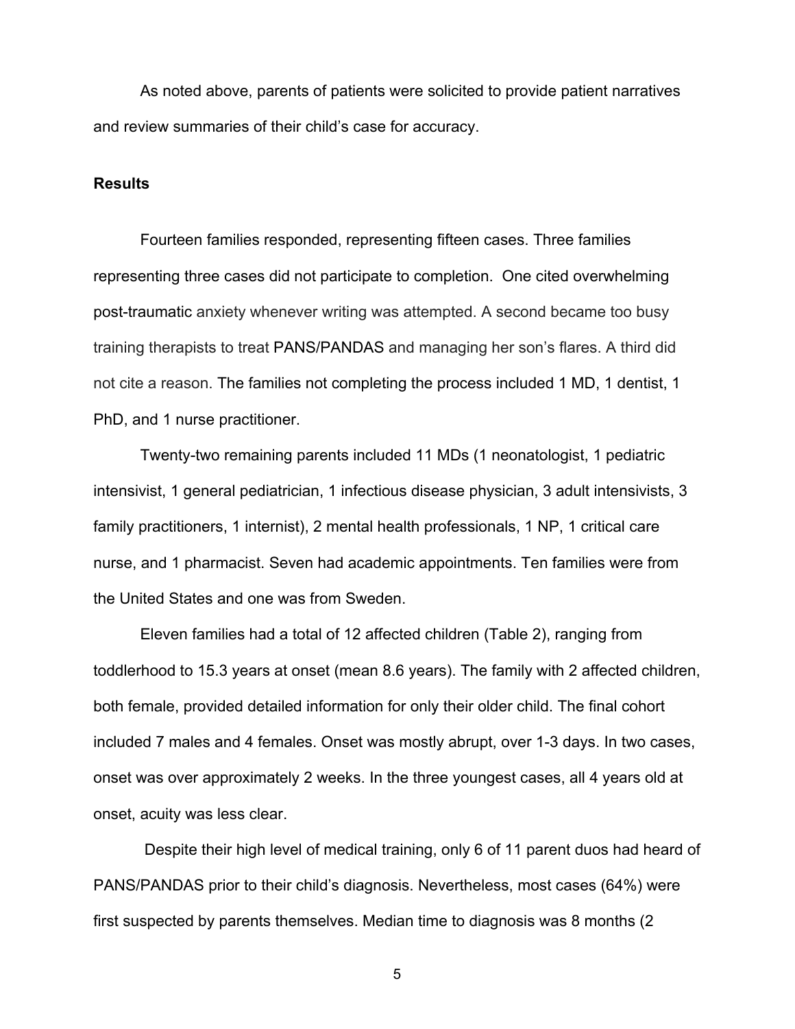As noted above, parents of patients were solicited to provide patient narratives and review summaries of their child's case for accuracy.

## Results

Fourteen families responded, representing fifteen cases. Three families representing three cases did not participate to completion. One cited overwhelming post-traumatic anxiety whenever writing was attempted. A second became too busy training therapists to treat PANS/PANDAS and managing her son's flares. A third did not cite a reason. The families not completing the process included 1 MD, 1 dentist, 1 PhD, and 1 nurse practitioner.

Twenty-two remaining parents included 11 MDs (1 neonatologist, 1 pediatric intensivist, 1 general pediatrician, 1 infectious disease physician, 3 adult intensivists, 3 family practitioners, 1 internist), 2 mental health professionals, 1 NP, 1 critical care nurse, and 1 pharmacist. Seven had academic appointments. Ten families were from the United States and one was from Sweden.

Eleven families had a total of 12 affected children (Table 2), ranging from toddlerhood to 15.3 years at onset (mean 8.6 years). The family with 2 affected children, both female, provided detailed information for only their older child. The final cohort included 7 males and 4 females. Onset was mostly abrupt, over 1-3 days. In two cases, onset was over approximately 2 weeks. In the three youngest cases, all 4 years old at onset, acuity was less clear.

Despite their high level of medical training, only 6 of 11 parent duos had heard of PANS/PANDAS prior to their child's diagnosis. Nevertheless, most cases (64%) were first suspected by parents themselves. Median time to diagnosis was 8 months (2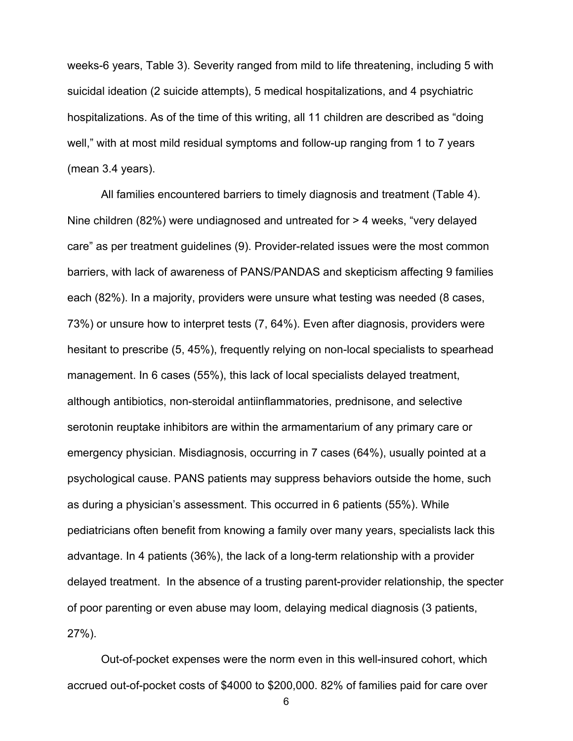weeks-6 years, Table 3). Severity ranged from mild to life threatening, including 5 with suicidal ideation (2 suicide attempts), 5 medical hospitalizations, and 4 psychiatric hospitalizations. As of the time of this writing, all 11 children are described as "doing well," with at most mild residual symptoms and follow-up ranging from 1 to 7 years (mean 3.4 years).

All families encountered barriers to timely diagnosis and treatment (Table 4). Nine children (82%) were undiagnosed and untreated for > 4 weeks, "very delayed care" as per treatment guidelines (9). Provider-related issues were the most common barriers, with lack of awareness of PANS/PANDAS and skepticism affecting 9 families each (82%). In a majority, providers were unsure what testing was needed (8 cases, 73%) or unsure how to interpret tests (7, 64%). Even after diagnosis, providers were hesitant to prescribe (5, 45%), frequently relying on non-local specialists to spearhead management. In 6 cases (55%), this lack of local specialists delayed treatment, although antibiotics, non-steroidal antiinflammatories, prednisone, and selective serotonin reuptake inhibitors are within the armamentarium of any primary care or emergency physician. Misdiagnosis, occurring in 7 cases (64%), usually pointed at a psychological cause. PANS patients may suppress behaviors outside the home, such as during a physician's assessment. This occurred in 6 patients (55%). While pediatricians often benefit from knowing a family over many years, specialists lack this advantage. In 4 patients (36%), the lack of a long-term relationship with a provider delayed treatment. In the absence of a trusting parent-provider relationship, the specter of poor parenting or even abuse may loom, delaying medical diagnosis (3 patients, 27%).

Out-of-pocket expenses were the norm even in this well-insured cohort, which accrued out-of-pocket costs of $4000 to $200,000. 82% of families paid for care over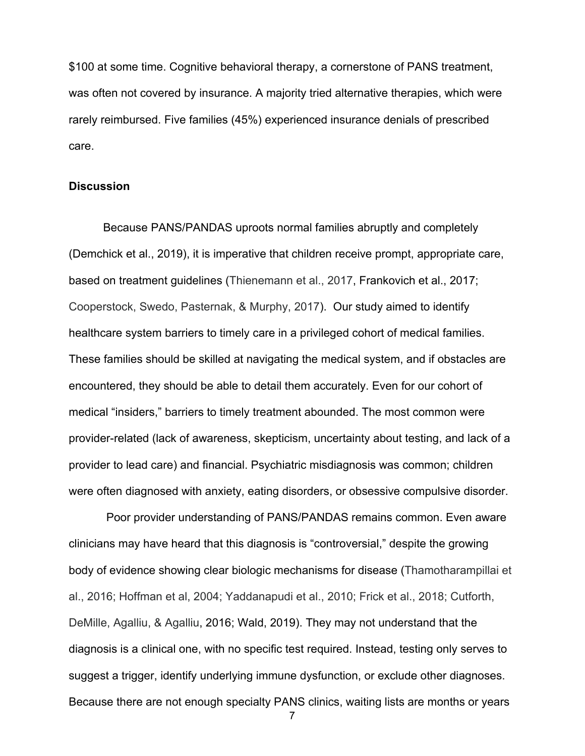$100 at some time. Cognitive behavioral therapy, a cornerstone of PANS treatment, was often not covered by insurance. A majority tried alternative therapies, which were rarely reimbursed. Five families (45%) experienced insurance denials of prescribed care.

**Discussion**

Because PANS/PANDAS uproots normal families abruptly and completely (Demchick et al., 2019), it is imperative that children receive prompt, appropriate care, based on treatment guidelines (Thienemann et al., 2017, Frankovich et al., 2017; Cooperstock, Swedo, Pasternak, & Murphy, 2017). Our study aimed to identify healthcare system barriers to timely care in a privileged cohort of medical families. These families should be skilled at navigating the medical system, and if obstacles are encountered, they should be able to detail them accurately. Even for our cohort of medical "insiders," barriers to timely treatment abounded. The most common were provider-related (lack of awareness, skepticism, uncertainty about testing, and lack of a provider to lead care) and financial. Psychiatric misdiagnosis was common; children were often diagnosed with anxiety, eating disorders, or obsessive compulsive disorder.

Poor provider understanding of PANS/PANDAS remains common. Even aware clinicians may have heard that this diagnosis is "controversial," despite the growing body of evidence showing clear biologic mechanisms for disease (Thamotharampillai et al., 2016; Hoffman et al, 2004; Yaddanapudi et al., 2010; Frick et al., 2018; Cutforth, DeMille, Agalliu, & Agalliu, 2016; Wald, 2019). They may not understand that the diagnosis is a clinical one, with no specific test required. Instead, testing only serves to suggest a trigger, identify underlying immune dysfunction, or exclude other diagnoses. Because there are not enough specialty PANS clinics, waiting lists are months or years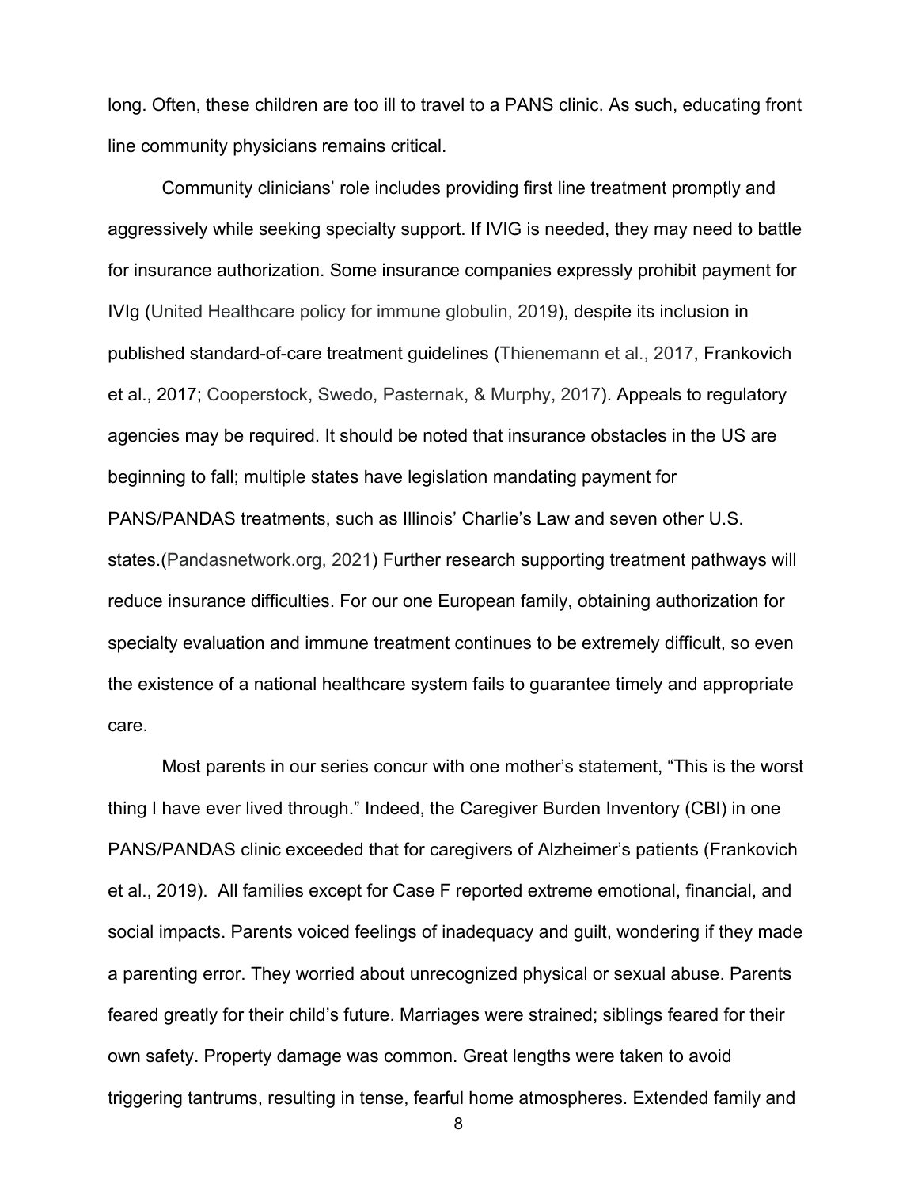long. Often, these children are too ill to travel to a PANS clinic. As such, educating front line community physicians remains critical.

Community clinicians' role includes providing first line treatment promptly and aggressively while seeking specialty support. If IVIG is needed, they may need to battle for insurance authorization. Some insurance companies expressly prohibit payment for IVIg (United Healthcare policy for immune globulin, 2019), despite its inclusion in published standard-of-care treatment guidelines (Thienemann et al., 2017, Frankovich et al., 2017; Cooperstock, Swedo, Pasternak, & Murphy, 2017). Appeals to regulatory agencies may be required. It should be noted that insurance obstacles in the US are beginning to fall; multiple states have legislation mandating payment for PANS/PANDAS treatments, such as Illinois' Charlie's Law and seven other U.S. states.(Pandasnetwork.org, 2021) Further research supporting treatment pathways will reduce insurance difficulties. For our one European family, obtaining authorization for specialty evaluation and immune treatment continues to be extremely difficult, so even the existence of a national healthcare system fails to guarantee timely and appropriate care.

Most parents in our series concur with one mother's statement, "This is the worst thing I have ever lived through." Indeed, the Caregiver Burden Inventory (CBI) in one PANS/PANDAS clinic exceeded that for caregivers of Alzheimer's patients (Frankovich et al., 2019). All families except for Case F reported extreme emotional, financial, and social impacts. Parents voiced feelings of inadequacy and guilt, wondering if they made a parenting error. They worried about unrecognized physical or sexual abuse. Parents feared greatly for their child's future. Marriages were strained; siblings feared for their own safety. Property damage was common. Great lengths were taken to avoid triggering tantrums, resulting in tense, fearful home atmospheres. Extended family and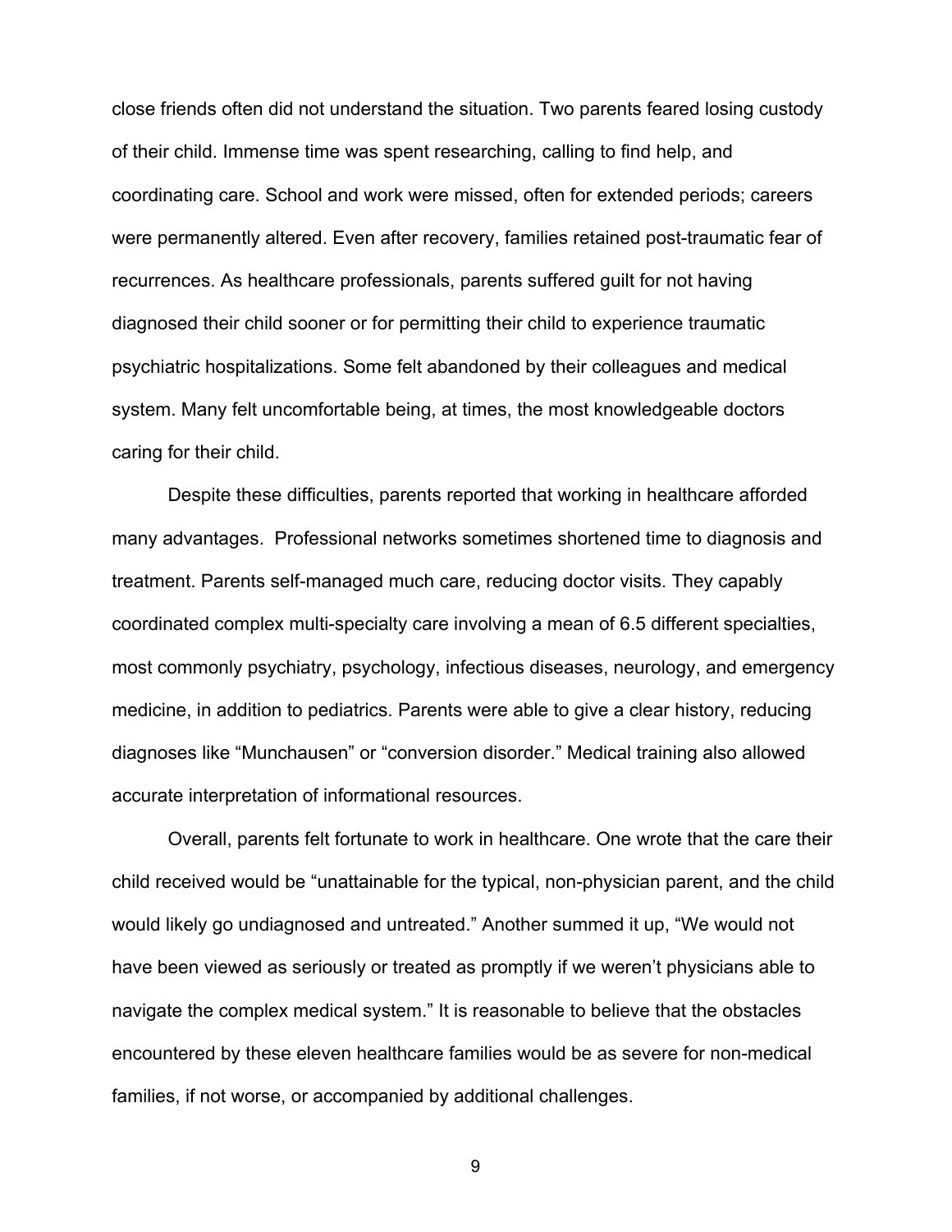close friends often did not understand the situation. Two parents feared losing custody of their child. Immense time was spent researching, calling to find help, and coordinating care. School and work were missed, often for extended periods; careers were permanently altered. Even after recovery, families retained post-traumatic fear of recurrences. As healthcare professionals, parents suffered guilt for not having diagnosed their child sooner or for permitting their child to experience traumatic psychiatric hospitalizations. Some felt abandoned by their colleagues and medical system. Many felt uncomfortable being, at times, the most knowledgeable doctors caring for their child.

Despite these difficulties, parents reported that working in healthcare afforded many advantages. Professional networks sometimes shortened time to diagnosis and treatment. Parents self-managed much care, reducing doctor visits. They capably coordinated complex multi-specialty care involving a mean of 6.5 different specialties, most commonly psychiatry, psychology, infectious diseases, neurology, and emergency medicine, in addition to pediatrics. Parents were able to give a clear history, reducing diagnoses like “Munchausen” or “conversion disorder.” Medical training also allowed accurate interpretation of informational resources.

Overall, parents felt fortunate to work in healthcare. One wrote that the care their child received would be “unattainable for the typical, non-physician parent, and the child would likely go undiagnosed and untreated.” Another summed it up, “We would not have been viewed as seriously or treated as promptly if we weren’t physicians able to navigate the complex medical system.” It is reasonable to believe that the obstacles encountered by these eleven healthcare families would be as severe for non-medical families, if not worse, or accompanied by additional challenges.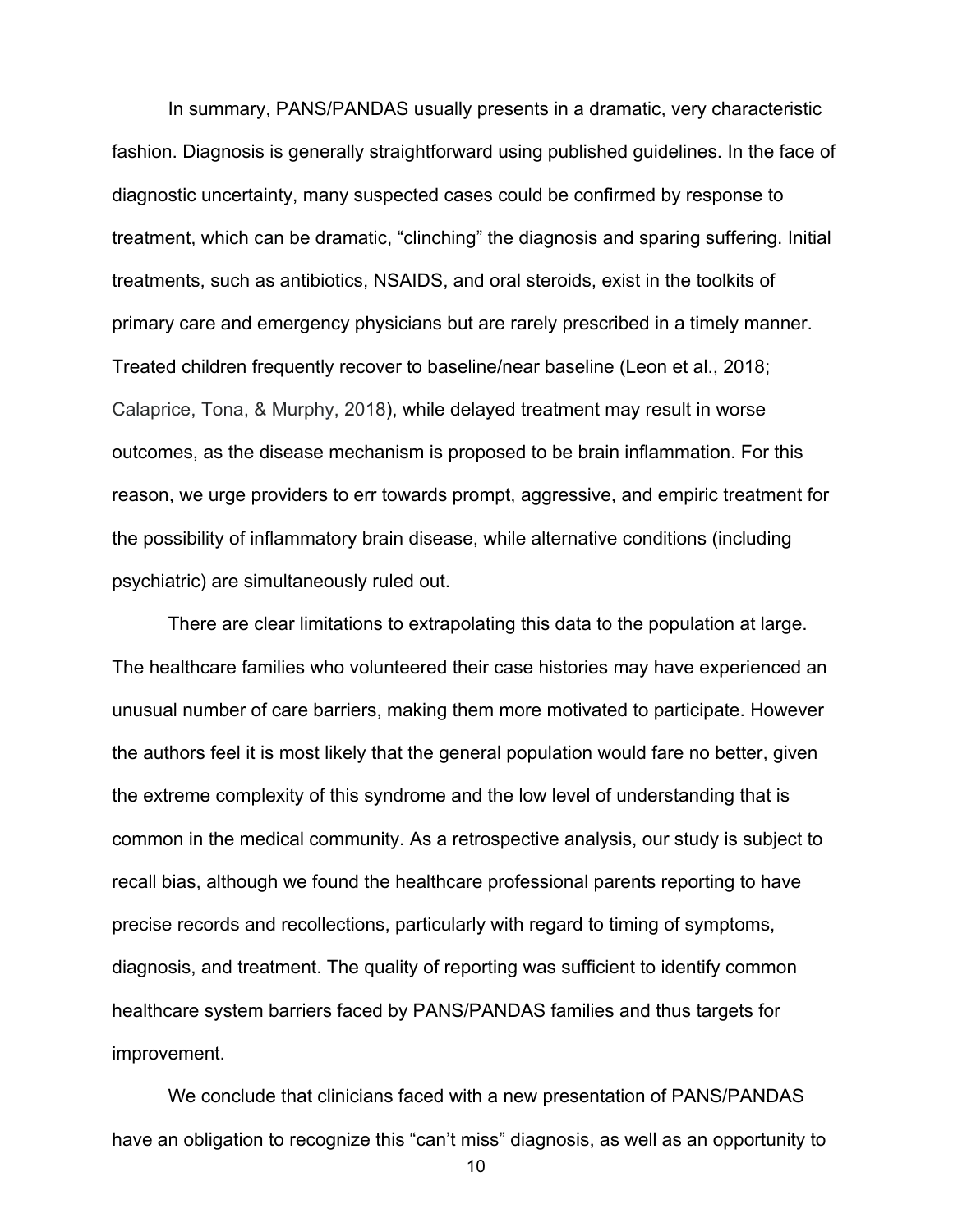In summary, PANS/PANDAS usually presents in a dramatic, very characteristic fashion. Diagnosis is generally straightforward using published guidelines. In the face of diagnostic uncertainty, many suspected cases could be confirmed by response to treatment, which can be dramatic, "clinching" the diagnosis and sparing suffering. Initial treatments, such as antibiotics, NSAIDS, and oral steroids, exist in the toolkits of primary care and emergency physicians but are rarely prescribed in a timely manner. Treated children frequently recover to baseline/near baseline (Leon et al., 2018; Calaprice, Tona, & Murphy, 2018), while delayed treatment may result in worse outcomes, as the disease mechanism is proposed to be brain inflammation. For this reason, we urge providers to err towards prompt, aggressive, and empiric treatment for the possibility of inflammatory brain disease, while alternative conditions (including psychiatric) are simultaneously ruled out.

There are clear limitations to extrapolating this data to the population at large. The healthcare families who volunteered their case histories may have experienced an unusual number of care barriers, making them more motivated to participate. However the authors feel it is most likely that the general population would fare no better, given the extreme complexity of this syndrome and the low level of understanding that is common in the medical community. As a retrospective analysis, our study is subject to recall bias, although we found the healthcare professional parents reporting to have precise records and recollections, particularly with regard to timing of symptoms, diagnosis, and treatment. The quality of reporting was sufficient to identify common healthcare system barriers faced by PANS/PANDAS families and thus targets for improvement.

We conclude that clinicians faced with a new presentation of PANS/PANDAS have an obligation to recognize this "can't miss" diagnosis, as well as an opportunity to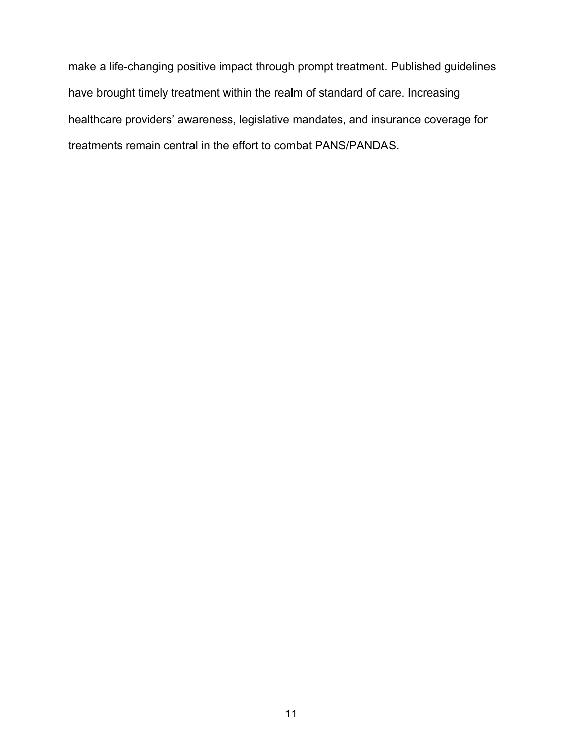make a life-changing positive impact through prompt treatment. Published guidelines have brought timely treatment within the realm of standard of care. Increasing healthcare providers' awareness, legislative mandates, and insurance coverage for treatments remain central in the effort to combat PANS/PANDAS.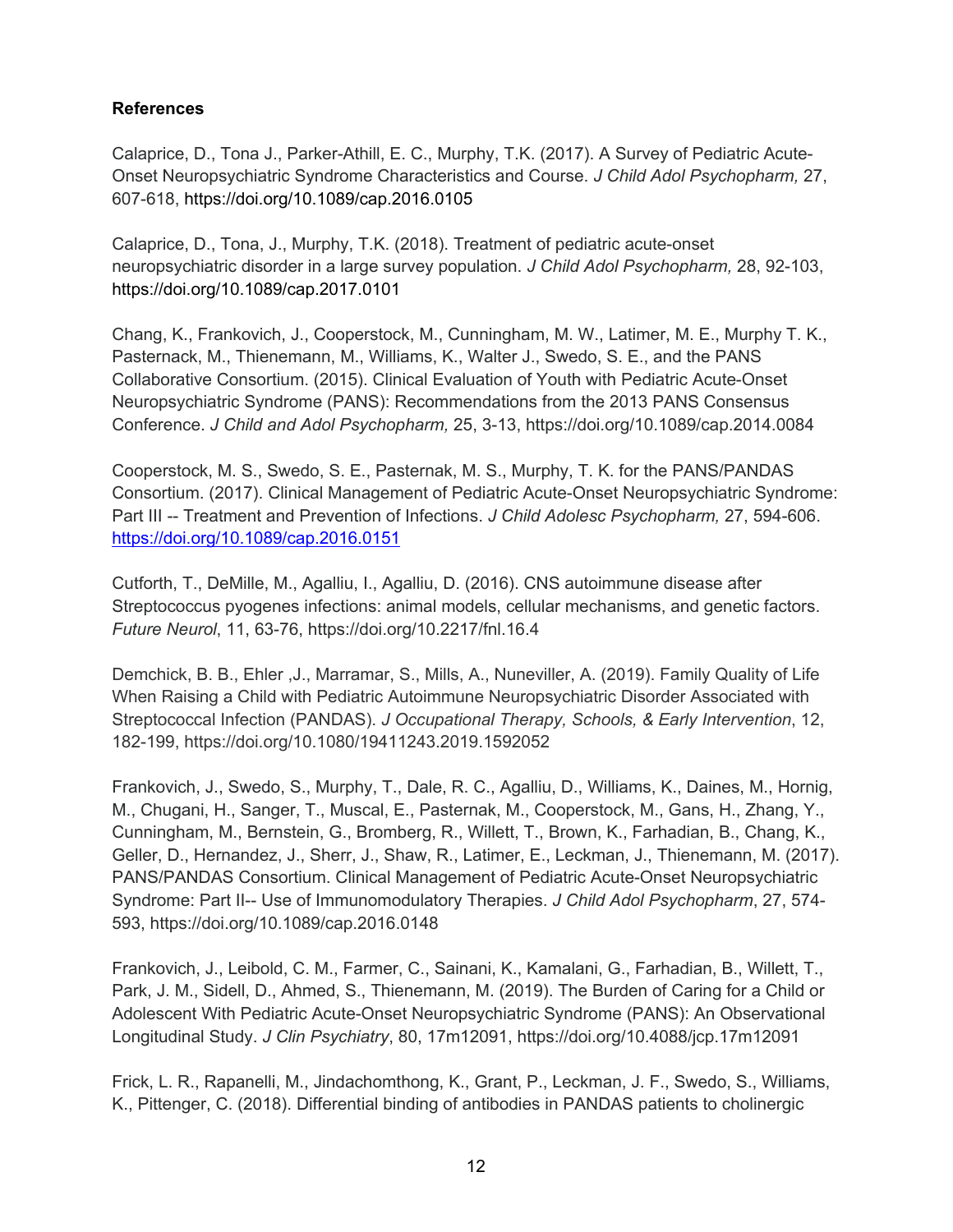**References**

Calaprice, D., Tona J., Parker-Athill, E. C., Murphy, T.K. (2017). A Survey of Pediatric Acute-Onset Neuropsychiatric Syndrome Characteristics and Course. *J Child Adol Psychopharm,* 27, 607-618, https://doi.org/10.1089/cap.2016.0105

Calaprice, D., Tona, J., Murphy, T.K. (2018). Treatment of pediatric acute-onset neuropsychiatric disorder in a large survey population. *J Child Adol Psychopharm,* 28, 92-103, https://doi.org/10.1089/cap.2017.0101

Chang, K., Frankovich, J., Cooperstock, M., Cunningham, M. W., Latimer, M. E., Murphy T. K., Pasternack, M., Thienemann, M., Williams, K., Walter J., Swedo, S. E., and the PANS Collaborative Consortium. (2015). Clinical Evaluation of Youth with Pediatric Acute-Onset Neuropsychiatric Syndrome (PANS): Recommendations from the 2013 PANS Consensus Conference. *J Child and Adol Psychopharm,* 25, 3-13, https://doi.org/10.1089/cap.2014.0084

Cooperstock, M. S., Swedo, S. E., Pasternak, M. S., Murphy, T. K. for the PANS/PANDAS Consortium. (2017). Clinical Management of Pediatric Acute-Onset Neuropsychiatric Syndrome: Part III -- Treatment and Prevention of Infections. *J Child Adolesc Psychopharm,* 27, 594-606. https://doi.org/10.1089/cap.2016.0151

Cutforth, T., DeMille, M., Agalliu, I., Agalliu, D. (2016). CNS autoimmune disease after Streptococcus pyogenes infections: animal models, cellular mechanisms, and genetic factors. *Future Neurol*, 11, 63-76, https://doi.org/10.2217/fnl.16.4

Demchick, B. B., Ehler ,J., Marramar, S., Mills, A., Nuneviller, A. (2019). Family Quality of Life When Raising a Child with Pediatric Autoimmune Neuropsychiatric Disorder Associated with Streptococcal Infection (PANDAS). *J Occupational Therapy, Schools, & Early Intervention*, 12, 182-199, https://doi.org/10.1080/19411243.2019.1592052

Frankovich, J., Swedo, S., Murphy, T., Dale, R. C., Agalliu, D., Williams, K., Daines, M., Hornig, M., Chugani, H., Sanger, T., Muscal, E., Pasternak, M., Cooperstock, M., Gans, H., Zhang, Y., Cunningham, M., Bernstein, G., Bromberg, R., Willett, T., Brown, K., Farhadian, B., Chang, K., Geller, D., Hernandez, J., Sherr, J., Shaw, R., Latimer, E., Leckman, J., Thienemann, M. (2017). PANS/PANDAS Consortium. Clinical Management of Pediatric Acute-Onset Neuropsychiatric Syndrome: Part II-- Use of Immunomodulatory Therapies. *J Child Adol Psychopharm*, 27, 574-593, https://doi.org/10.1089/cap.2016.0148

Frankovich, J., Leibold, C. M., Farmer, C., Sainani, K., Kamalani, G., Farhadian, B., Willett, T., Park, J. M., Sidell, D., Ahmed, S., Thienemann, M. (2019). The Burden of Caring for a Child or Adolescent With Pediatric Acute-Onset Neuropsychiatric Syndrome (PANS): An Observational Longitudinal Study. *J Clin Psychiatry*, 80, 17m12091, https://doi.org/10.4088/jcp.17m12091

Frick, L. R., Rapanelli, M., Jindachomthong, K., Grant, P., Leckman, J. F., Swedo, S., Williams, K., Pittenger, C. (2018). Differential binding of antibodies in PANDAS patients to cholinergic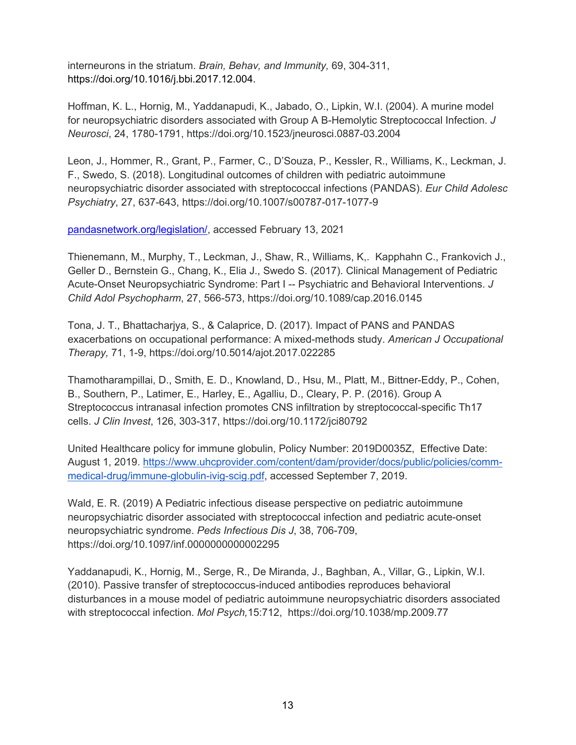interneurons in the striatum. *Brain, Behav, and Immunity,* 69, 304-311, https://doi.org/10.1016/j.bbi.2017.12.004.

Hoffman, K. L., Hornig, M., Yaddanapudi, K., Jabado, O., Lipkin, W.I. (2004). A murine model for neuropsychiatric disorders associated with Group A B-Hemolytic Streptococcal Infection. *J Neurosci*, 24, 1780-1791, https://doi.org/10.1523/jneurosci.0887-03.2004

Leon, J., Hommer, R., Grant, P., Farmer, C., D'Souza, P., Kessler, R., Williams, K., Leckman, J. F., Swedo, S. (2018). Longitudinal outcomes of children with pediatric autoimmune neuropsychiatric disorder associated with streptococcal infections (PANDAS). *Eur Child Adolesc Psychiatry*, 27, 637-643, https://doi.org/10.1007/s00787-017-1077-9

pandasnetwork.org/legislation/, accessed February 13, 2021

Thienemann, M., Murphy, T., Leckman, J., Shaw, R., Williams, K,. Kapphahn C., Frankovich J., Geller D., Bernstein G., Chang, K., Elia J., Swedo S. (2017). Clinical Management of Pediatric Acute-Onset Neuropsychiatric Syndrome: Part I -- Psychiatric and Behavioral Interventions. *J Child Adol Psychopharm*, 27, 566-573, https://doi.org/10.1089/cap.2016.0145

Tona, J. T., Bhattacharjya, S., & Calaprice, D. (2017). Impact of PANS and PANDAS exacerbations on occupational performance: A mixed-methods study. *American J Occupational Therapy,* 71, 1-9, https://doi.org/10.5014/ajot.2017.022285

Thamotharampillai, D., Smith, E. D., Knowland, D., Hsu, M., Platt, M., Bittner-Eddy, P., Cohen, B., Southern, P., Latimer, E., Harley, E., Agalliu, D., Cleary, P. P. (2016). Group A Streptococcus intranasal infection promotes CNS infiltration by streptococcal-specific Th17 cells. *J Clin Invest*, 126, 303-317, https://doi.org/10.1172/jci80792

United Healthcare policy for immune globulin, Policy Number: 2019D0035Z, Effective Date: August 1, 2019. https://www.uhcprovider.com/content/dam/provider/docs/public/policies/comm-medical-drug/immune-globulin-ivig-scig.pdf, accessed September 7, 2019.

Wald, E. R. (2019) A Pediatric infectious disease perspective on pediatric autoimmune neuropsychiatric disorder associated with streptococcal infection and pediatric acute-onset neuropsychiatric syndrome. *Peds Infectious Dis J*, 38, 706-709, https://doi.org/10.1097/inf.0000000000002295

Yaddanapudi, K., Hornig, M., Serge, R., De Miranda, J., Baghban, A., Villar, G., Lipkin, W.I. (2010). Passive transfer of streptococcus-induced antibodies reproduces behavioral disturbances in a mouse model of pediatric autoimmune neuropsychiatric disorders associated with streptococcal infection. *Mol Psych,*15:712, https://doi.org/10.1038/mp.2009.77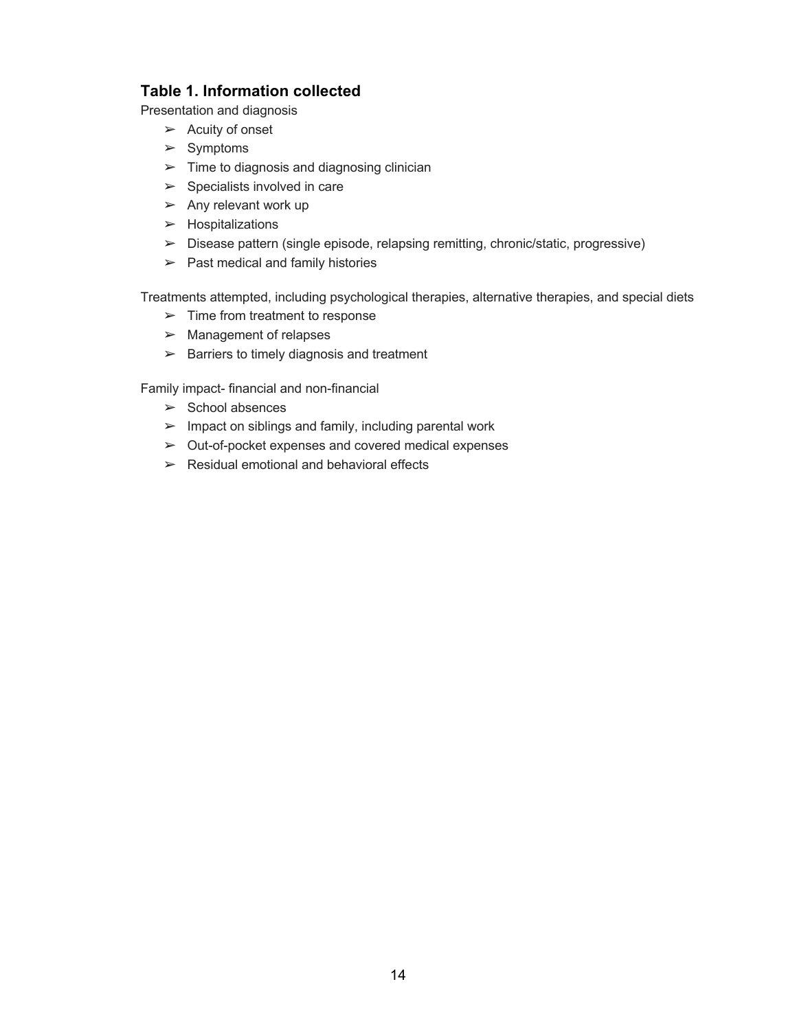### Table 1. Information collected

Presentation and diagnosis

- Acuity of onset
- Symptoms
- Time to diagnosis and diagnosing clinician
- Specialists involved in care
- Any relevant work up
- Hospitalizations
- Disease pattern (single episode, relapsing remitting, chronic/static, progressive)
- Past medical and family histories

Treatments attempted, including psychological therapies, alternative therapies, and special diets

- Time from treatment to response
- Management of relapses
- Barriers to timely diagnosis and treatment

Family impact- financial and non-financial

- School absences
- Impact on siblings and family, including parental work
- Out-of-pocket expenses and covered medical expenses
- Residual emotional and behavioral effects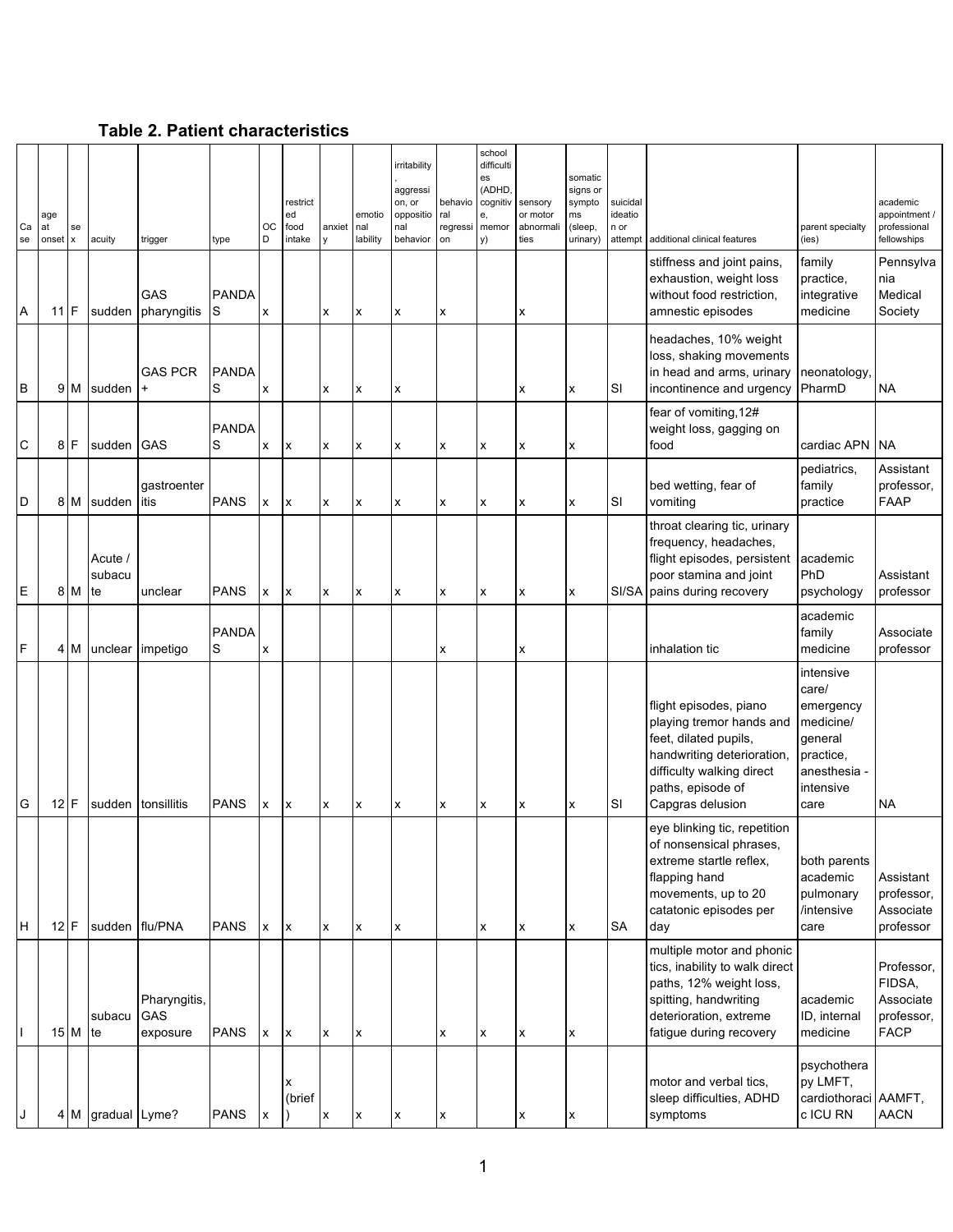## Table 2. Patient characteristics

| Case | age at onset | sex | acuity | trigger | type | OCD | restricted food intake | anxiety | emotional lability | irritability, aggression, or oppositional behavior | behavioral regression | school difficulties (ADHD, cognitive, memory) | sensory or motor abnormalities | somatic signs or symptoms (sleep, urinary) | suicidal ideation or attempt | additional clinical features | parent specialty (ies) | academic appointment / professional fellowships |
|---|---|---|---|---|---|---|---|---|---|---|---|---|---|---|---|---|---|---|
| A | 11 | F | sudden | GAS pharyngitis | PANDAS | x | | x | x | x | x | | x | | | stiffness and joint pains, exhaustion, weight loss without food restriction, amnestic episodes | family practice, integrative medicine | Pennsylvania Medical Society |
| B | 9 | M | sudden | GAS PCR + | PANDAS | x | | x | x | x | | | x | x | SI | headaches, 10% weight loss, shaking movements in head and arms, urinary incontinence and urgency | neonatology, PharmD | NA |
| C | 8 | F | sudden | GAS | PANDAS | x | x | x | x | x | x | x | x | x | | fear of vomiting,12# weight loss, gagging on food | cardiac APN | NA |
| D | 8 | M | sudden | gastroenteritis | PANS | x | x | x | x | x | x | x | x | x | SI | bed wetting, fear of vomiting | pediatrics, family practice | Assistant professor, FAAP |
| E | 8 | M | Acute / subacute | unclear | PANS | x | x | x | x | x | x | x | x | x | SI/SA | throat clearing tic, urinary frequency, headaches, flight episodes, persistent poor stamina and joint pains during recovery | academic PhD psychology | Assistant professor |
| F | 4 | M | unclear | impetigo | PANDAS | x | | | | | x | | x | | | inhalation tic | academic family medicine | Associate professor |
| G | 12 | F | sudden | tonsillitis | PANS | x | x | x | x | x | x | x | x | x | SI | flight episodes, piano playing tremor hands and feet, dilated pupils, handwriting deterioration, difficulty walking direct paths, episode of Capgras delusion | intensive care/ emergency medicine/ general practice, anesthesia - intensive care | NA |
| H | 12 | F | sudden | flu/PNA | PANS | x | x | x | x | x | | x | x | x | SA | eye blinking tic, repetition of nonsensical phrases, extreme startle reflex, flapping hand movements, up to 20 catatonic episodes per day | both parents academic pulmonary /intensive care | Assistant professor, Associate professor |
| I | 15 | M | subacute | Pharyngitis, GAS exposure | PANS | x | x | x | x | | x | x | x | x | | multiple motor and phonic tics, inability to walk direct paths, 12% weight loss, spitting, handwriting deterioration, extreme fatigue during recovery | academic ID, internal medicine | Professor, FIDSA, Associate professor, FACP |
| J | 4 | M | gradual | Lyme? | PANS | x | x (brief) | x | x | x | x | | x | x | | motor and verbal tics, sleep difficulties, ADHD symptoms | psychotherapy LMFT, cardiothoracic ICU RN | AAMFT, AACN |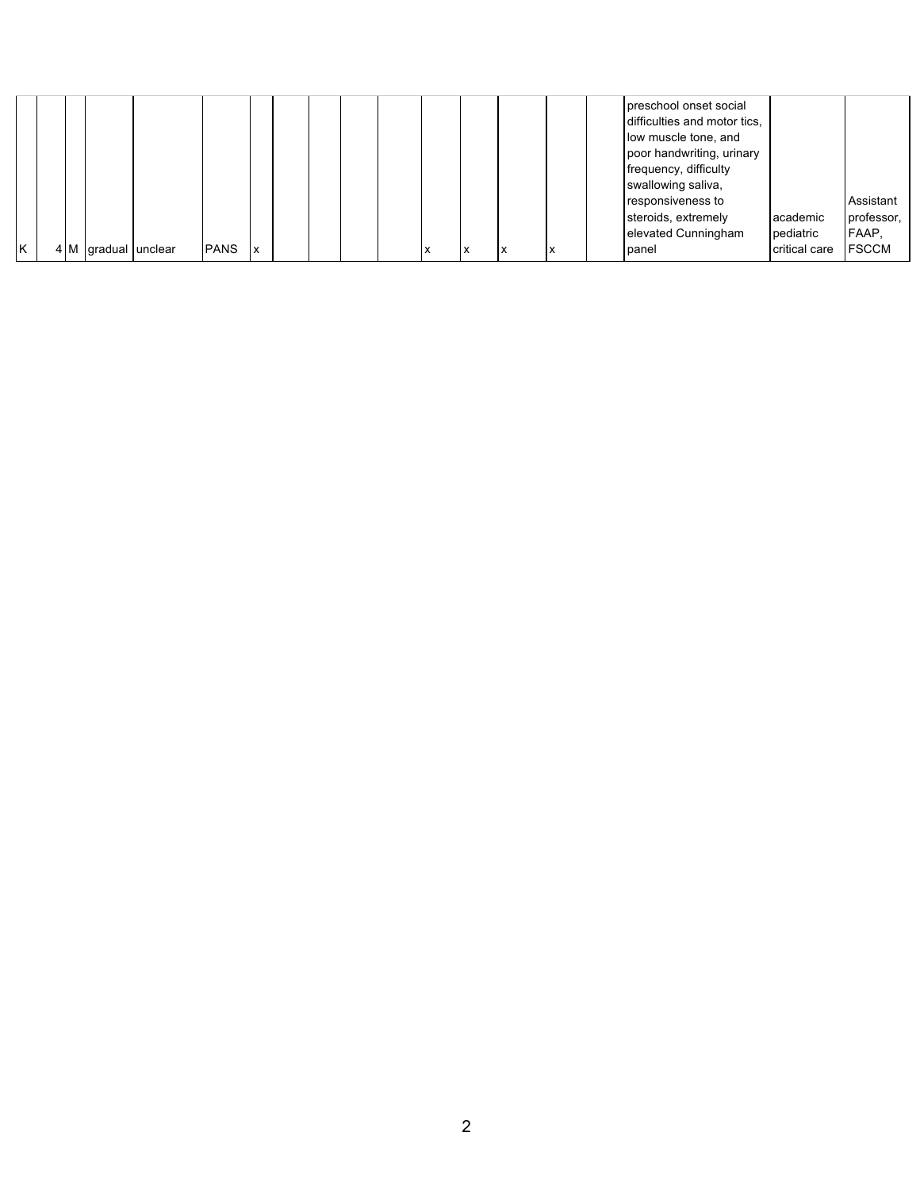| | | | | | | | | | | | | | | | | | | |
|---|---|---|---|---|---|---|---|---|---|---|---|---|---|---|---|---|---|---|
| K | 4 | M | gradual | unclear | PANS | x | | | | | x | x | x | x | | preschool onset social difficulties and motor tics, low muscle tone, and poor handwriting, urinary frequency, difficulty swallowing saliva, responsiveness to steroids, extremely elevated Cunningham panel | academic pediatric critical care | Assistant professor, FAAP, FSCCM |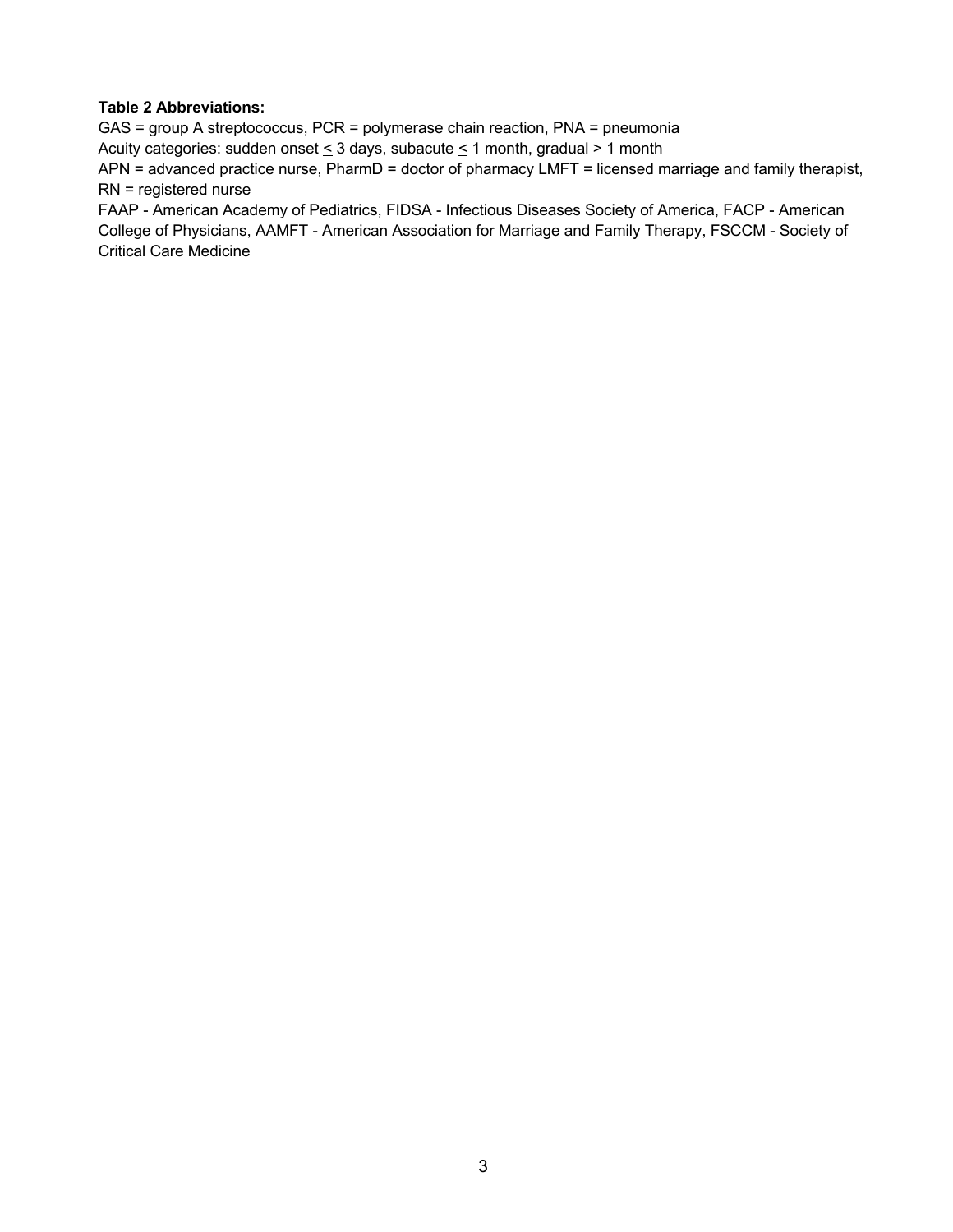**Table 2 Abbreviations:**

GAS = group A streptococcus, PCR = polymerase chain reaction, PNA = pneumonia

Acuity categories: sudden onset ≤ 3 days, subacute ≤ 1 month, gradual > 1 month

APN = advanced practice nurse, PharmD = doctor of pharmacy LMFT = licensed marriage and family therapist, RN = registered nurse

FAAP - American Academy of Pediatrics, FIDSA - Infectious Diseases Society of America, FACP - American College of Physicians, AAMFT - American Association for Marriage and Family Therapy, FSCCM - Society of Critical Care Medicine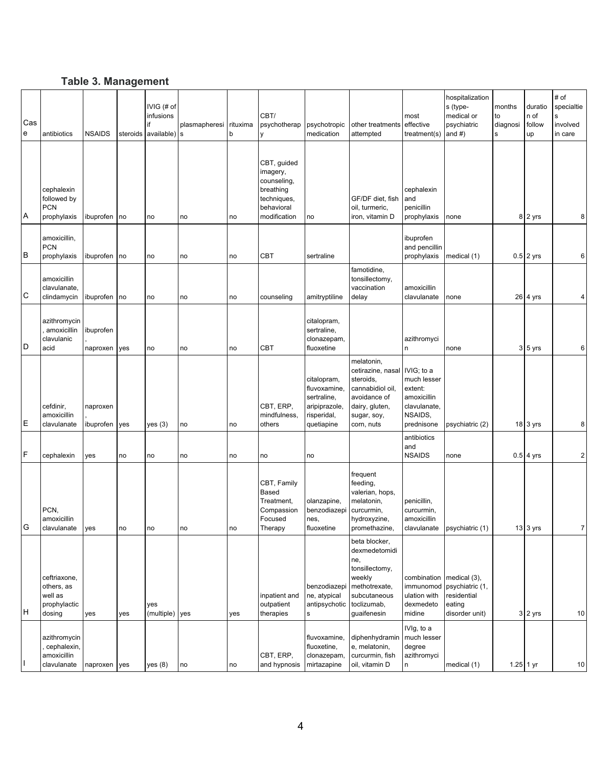## Table 3. Management

| Case | antibiotics | NSAIDS | steroids | IVIG (# of infusions if available) | plasmapheresis | rituximab | CBT/ psychotherapy | psychotropic medication | other treatments attempted | most effective treatment(s) | hospitalizations (type- medical or psychiatric and #) | months to diagnosis | duration of follow up | # of specialties involved in care |
|---|---|---|---|---|---|---|---|---|---|---|---|---|---|---|
| A | cephalexin followed by PCN prophylaxis | ibuprofen | no | no | no | no | CBT, guided imagery, counseling, breathing techniques, behavioral modification | no | GF/DF diet, fish oil, turmeric, iron, vitamin D | cephalexin and penicillin prophylaxis | none | 8 | 2 yrs | 8 |
| B | amoxicillin, PCN prophylaxis | ibuprofen | no | no | no | no | CBT | sertraline | | ibuprofen and pencillin prophylaxis | medical (1) | 0.5 | 2 yrs | 6 |
| C | amoxicillin clavulanate, clindamycin | ibuprofen | no | no | no | no | counseling | amitryptiline | famotidine, tonsillectomy, vaccination delay | amoxicillin clavulanate | none | 26 | 4 yrs | 4 |
| D | azithromycin, amoxicillin clavulanic acid | ibuprofen, naproxen | yes | no | no | no | CBT | citalopram, sertraline, clonazepam, fluoxetine | | azithromycin | none | 3 | 5 yrs | 6 |
| E | cefdinir, amoxicillin clavulanate | naproxen, ibuprofen | yes | yes (3) | no | no | CBT, ERP, mindfulness, others | citalopram, fluvoxamine, sertraline, aripiprazole, risperidal, quetiapine | melatonin, cetirazine, nasal steroids, cannabidiol oil, avoidance of dairy, gluten, sugar, soy, corn, nuts | IVIG; to a much lesser extent: amoxicillin clavulanate, NSAIDS, prednisone | psychiatric (2) | 18 | 3 yrs | 8 |
| F | cephalexin | yes | no | no | no | no | no | no | | antibiotics and NSAIDS | none | 0.5 | 4 yrs | 2 |
| G | PCN, amoxicillin clavulanate | yes | no | no | no | no | CBT, Family Based Treatment, Compassion Focused Therapy | olanzapine, benzodiazepines, fluoxetine | frequent feeding, valerian, hops, melatonin, curcurmin, hydroxyzine, promethazine, | penicillin, curcumin, amoxicillin clavulanate | psychiatric (1) | 13 | 3 yrs | 7 |
| H | ceftriaxone, others, as well as prophylactic dosing | yes | yes | yes (multiple) | yes | yes | inpatient and outpatient therapies | benzodiazepine, atypical antipsychotics | beta blocker, dexmedetomidine, tonsillectomy, weekly methotrexate, subcutaneous toclizumab, guaifenesin | combination immunomodulation with dexmedetomidine | medical (3), psychiatric (1, residential eating disorder unit) | 3 | 2 yrs | 10 |
| I | azithromycin, cephalexin, amoxicillin clavulanate | naproxen | yes | yes (8) | no | no | CBT, ERP, and hypnosis | fluvoxamine, fluoxetine, clonazepam, mirtazapine | diphenhydramine, melatonin, curcurmin, fish oil, vitamin D | IVIg, to a much lesser degree azithromycin | medical (1) | 1.25 | 1 yr | 10 |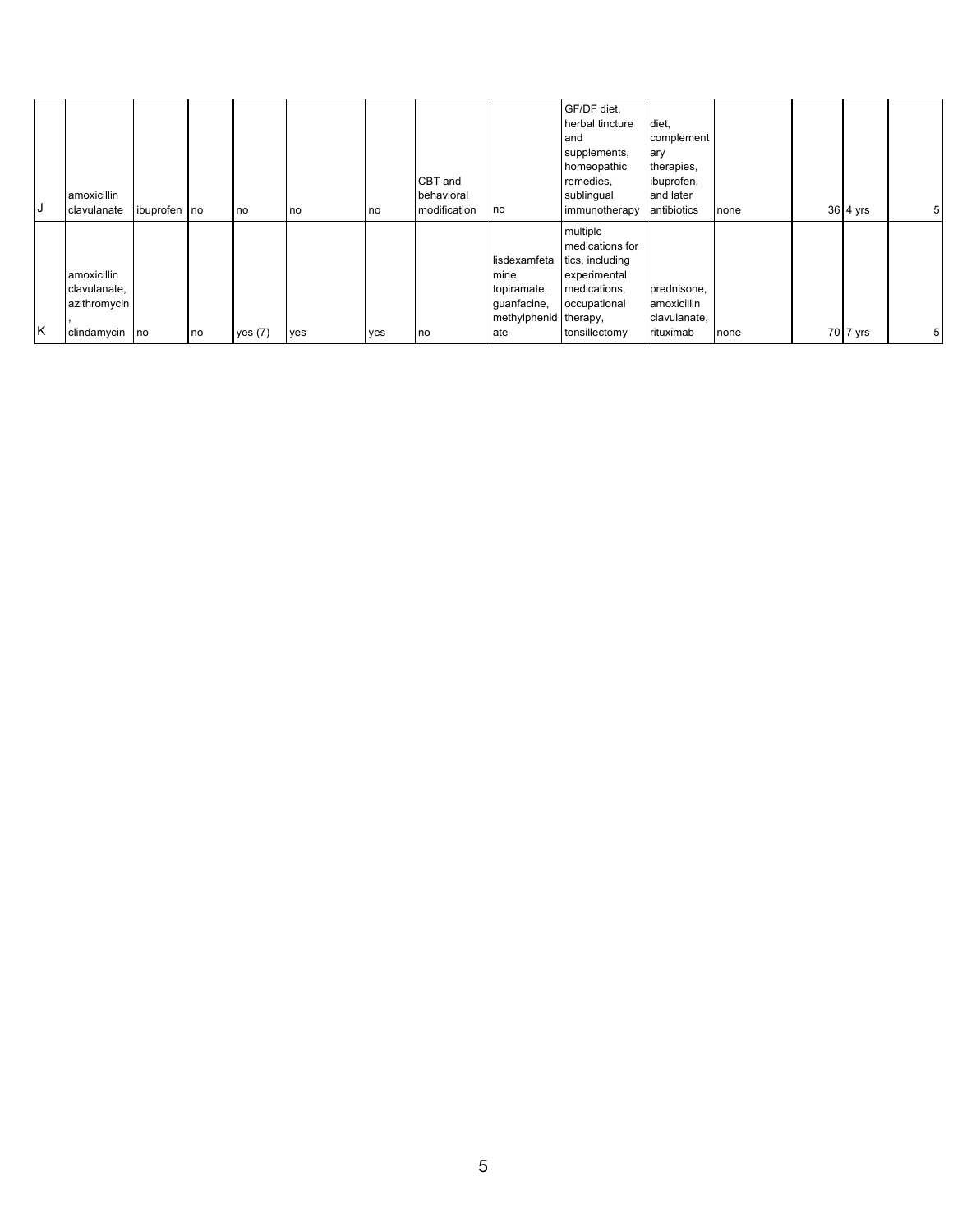| | | | | | | | | | | | | | | |
|---|---|---|---|---|---|---|---|---|---|---|---|---|---|---|
| J | amoxicillin clavulanate | ibuprofen | no | no | no | no | CBT and behavioral modification | no | GF/DF diet, herbal tincture and supplements, homeopathic remedies, sublingual immunotherapy | diet, complementary therapies, ibuprofen, and later antibiotics | none | | 36 | 4 yrs | 5 |
| K | amoxicillin clavulanate, azithromycin, clindamycin | no | no | yes (7) | yes | yes | no | lisdexamfetamine, topiramate, guanfacine, methylphenidate | multiple medications for tics, including experimental medications, occupational therapy, tonsillectomy | prednisone, amoxicillin clavulanate, rituximab | none | | 70 | 7 yrs | 5 |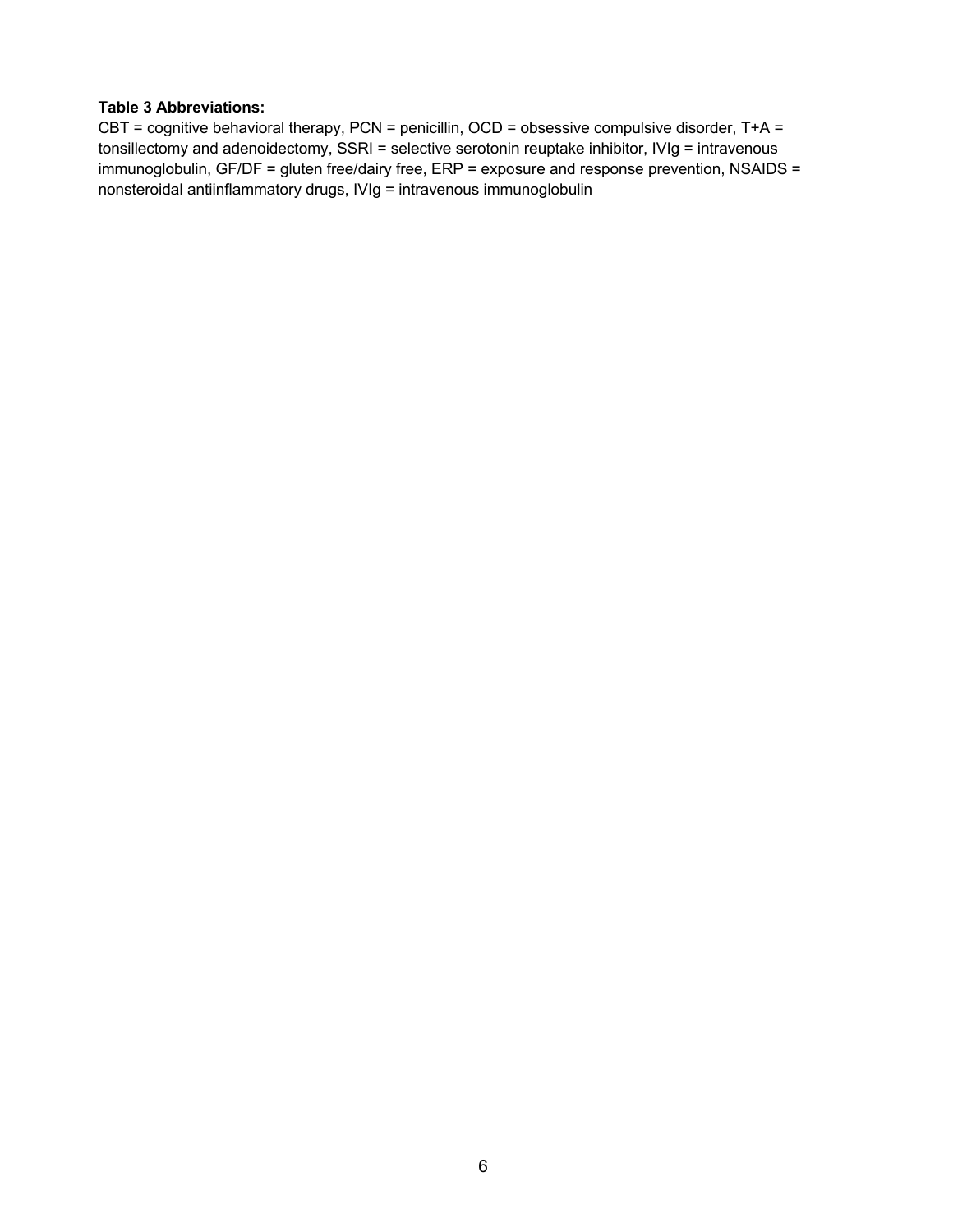**Table 3 Abbreviations:**

CBT = cognitive behavioral therapy, PCN = penicillin, OCD = obsessive compulsive disorder, T+A = tonsillectomy and adenoidectomy, SSRI = selective serotonin reuptake inhibitor, IVIg = intravenous immunoglobulin, GF/DF = gluten free/dairy free, ERP = exposure and response prevention, NSAIDS = nonsteroidal antiinflammatory drugs, IVIg = intravenous immunoglobulin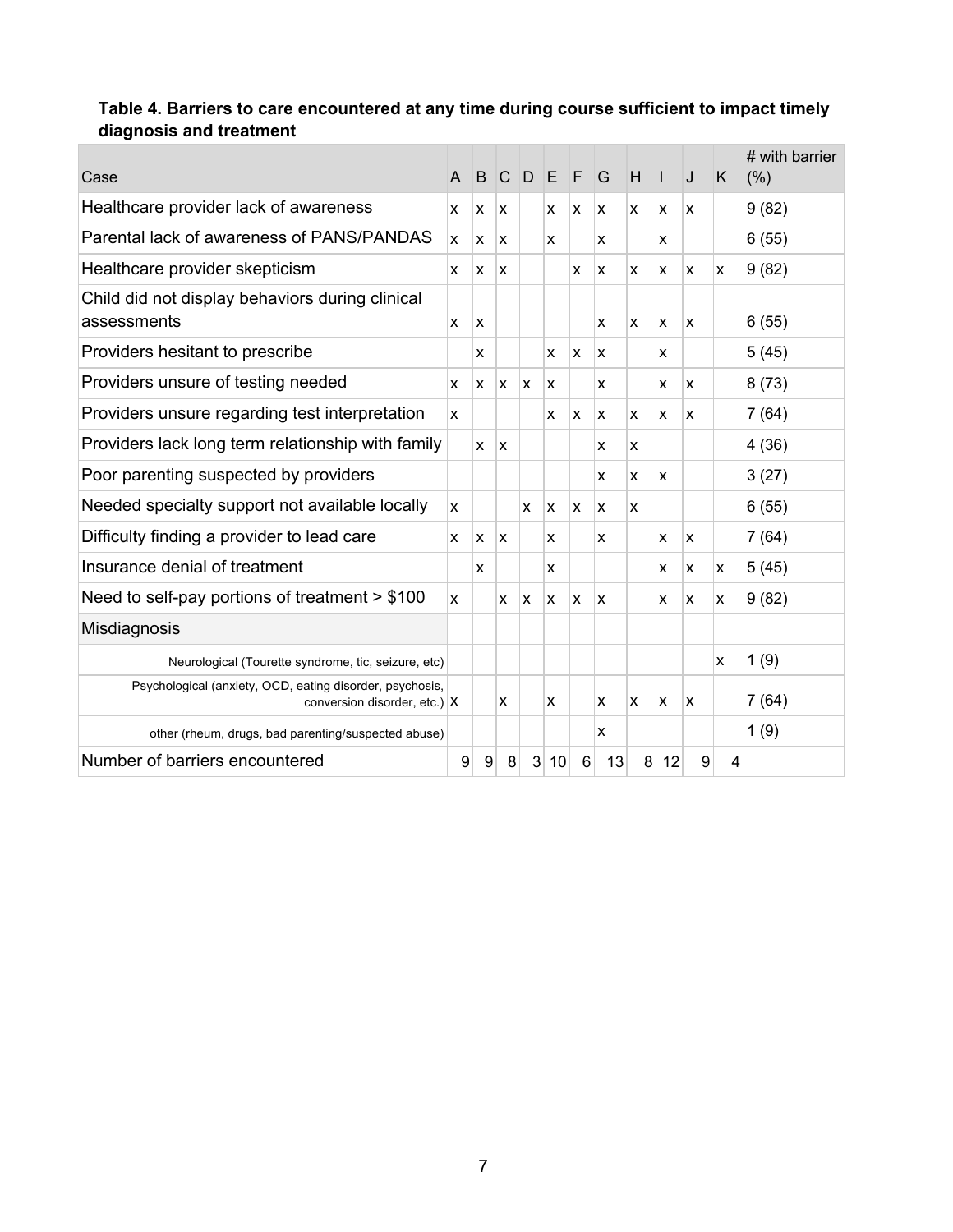**Table 4. Barriers to care encountered at any time during course sufficient to impact timely diagnosis and treatment**

| Case | A | B | C | D | E | F | G | H | I | J | K | # with barrier (%) |
|---|---|---|---|---|---|---|---|---|---|---|---|---|
| Healthcare provider lack of awareness | x | x | x | | x | x | x | x | x | x | | 9 (82) |
| Parental lack of awareness of PANS/PANDAS | x | x | x | | x | | x | | x | | | 6 (55) |
| Healthcare provider skepticism | x | x | x | | | x | x | x | x | x | x | 9 (82) |
| Child did not display behaviors during clinical assessments | x | x | | | | | x | x | x | x | | 6 (55) |
| Providers hesitant to prescribe | | x | | | x | x | x | | x | | | 5 (45) |
| Providers unsure of testing needed | x | x | x | x | x | | x | | x | x | | 8 (73) |
| Providers unsure regarding test interpretation | x | | | | x | x | x | x | x | x | | 7 (64) |
| Providers lack long term relationship with family | | x | x | | | | x | x | | | | 4 (36) |
| Poor parenting suspected by providers | | | | | | | x | x | x | | | 3 (27) |
| Needed specialty support not available locally | x | | | x | x | x | x | x | | | | 6 (55) |
| Difficulty finding a provider to lead care | x | x | x | | x | | x | | x | x | | 7 (64) |
| Insurance denial of treatment | | x | | | x | | | | x | x | x | 5 (45) |
| Need to self-pay portions of treatment > $100 | x | | x | x | x | x | x | | x | x | x | 9 (82) |
| Misdiagnosis | | | | | | | | | | | | |
| Neurological (Tourette syndrome, tic, seizure, etc) | | | | | | | | | | | x | 1 (9) |
| Psychological (anxiety, OCD, eating disorder, psychosis, conversion disorder, etc.) | x | | x | | x | | x | x | x | x | | 7 (64) |
| other (rheum, drugs, bad parenting/suspected abuse) | | | | | | | x | | | | | 1 (9) |
| Number of barriers encountered | 9 | 9 | 8 | 3 | 10 | 6 | 13 | 8 | 12 | 9 | 4 | |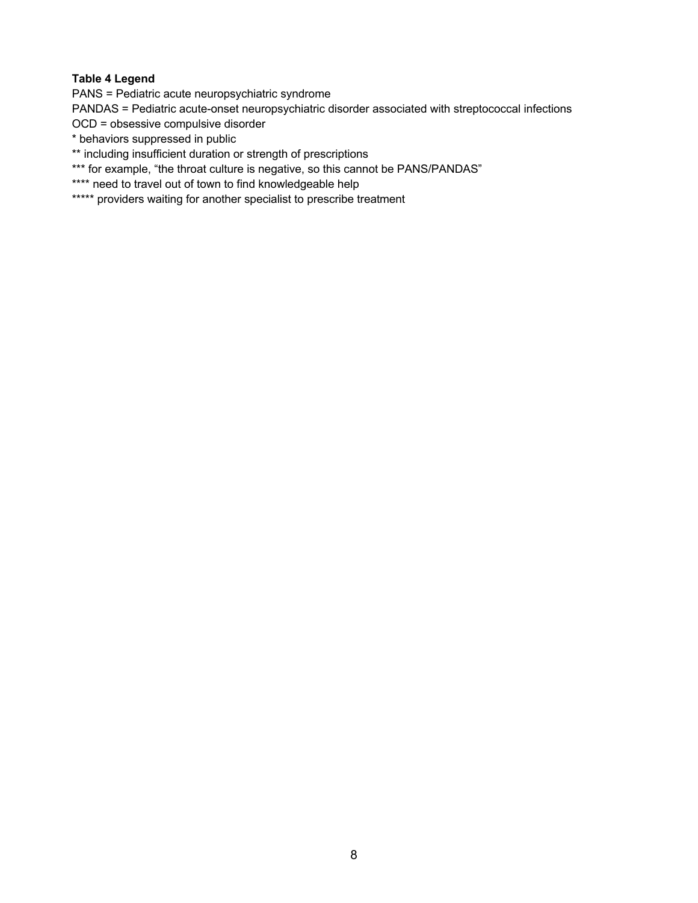**Table 4 Legend**

PANS = Pediatric acute neuropsychiatric syndrome

PANDAS = Pediatric acute-onset neuropsychiatric disorder associated with streptococcal infections

OCD = obsessive compulsive disorder

* behaviors suppressed in public

** including insufficient duration or strength of prescriptions

*** for example, “the throat culture is negative, so this cannot be PANS/PANDAS”

**** need to travel out of town to find knowledgeable help

***** providers waiting for another specialist to prescribe treatment